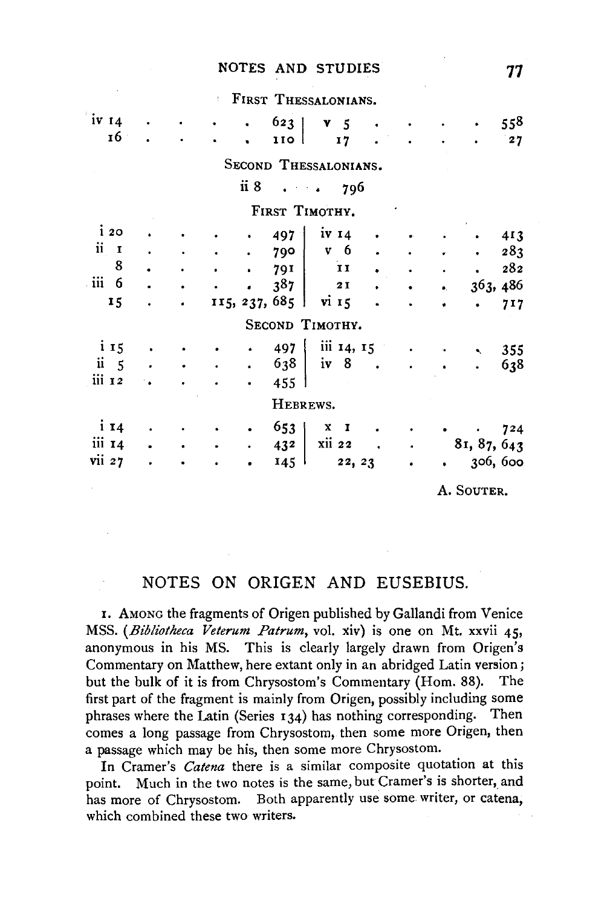### FIRST THESSALONIANS.

| | | | |
|---|---|---|---|
| iv 14 | 623 | v 5 | 558 |
| 16 | 110 | 17 | 27 |

### SECOND THESSALONIANS.

| | |
|---|---|
| ii 8 | 796 |

### FIRST TIMOTHY.

| | | | |
|---|---|---|---|
| i 20 | 497 | iv 14 | 413 |
| ii 1 | 790 | v 6 | 283 |
| 8 | 791 | 11 | 282 |
| iii 6 | 387 | 21 | 363, 486 |
| 15 | 115, 237, 685 | vi 15 | 717 |

### SECOND TIMOTHY.

| | | | |
|---|---|---|---|
| i 15 | 497 | iii 14, 15 | 355 |
| ii 5 | 638 | iv 8 | 638 |
| iii 12 | 455 | | |

### HEBREWS.

| | | | |
|---|---|---|---|
| i 14 | 653 | x 1 | 724 |
| iii 14 | 432 | xii 22 | 81, 87, 643 |
| vii 27 | 145 | 22, 23 | 306, 600 |

A. SOUTER.

## NOTES ON ORIGEN AND EUSEBIUS.

1. AMONG the fragments of Origen published by Gallandi from Venice MSS. (*Bibliotheca Veterum Patrum*, vol. xiv) is one on Mt. xxvii 45, anonymous in his MS. This is clearly largely drawn from Origen's Commentary on Matthew, here extant only in an abridged Latin version; but the bulk of it is from Chrysostom's Commentary (Hom. 88). The first part of the fragment is mainly from Origen, possibly including some phrases where the Latin (Series 134) has nothing corresponding. Then comes a long passage from Chrysostom, then some more Origen, then a passage which may be his, then some more Chrysostom.

In Cramer's *Catena* there is a similar composite quotation at this point. Much in the two notes is the same, but Cramer's is shorter, and has more of Chrysostom. Both apparently use some writer, or catena, which combined these two writers.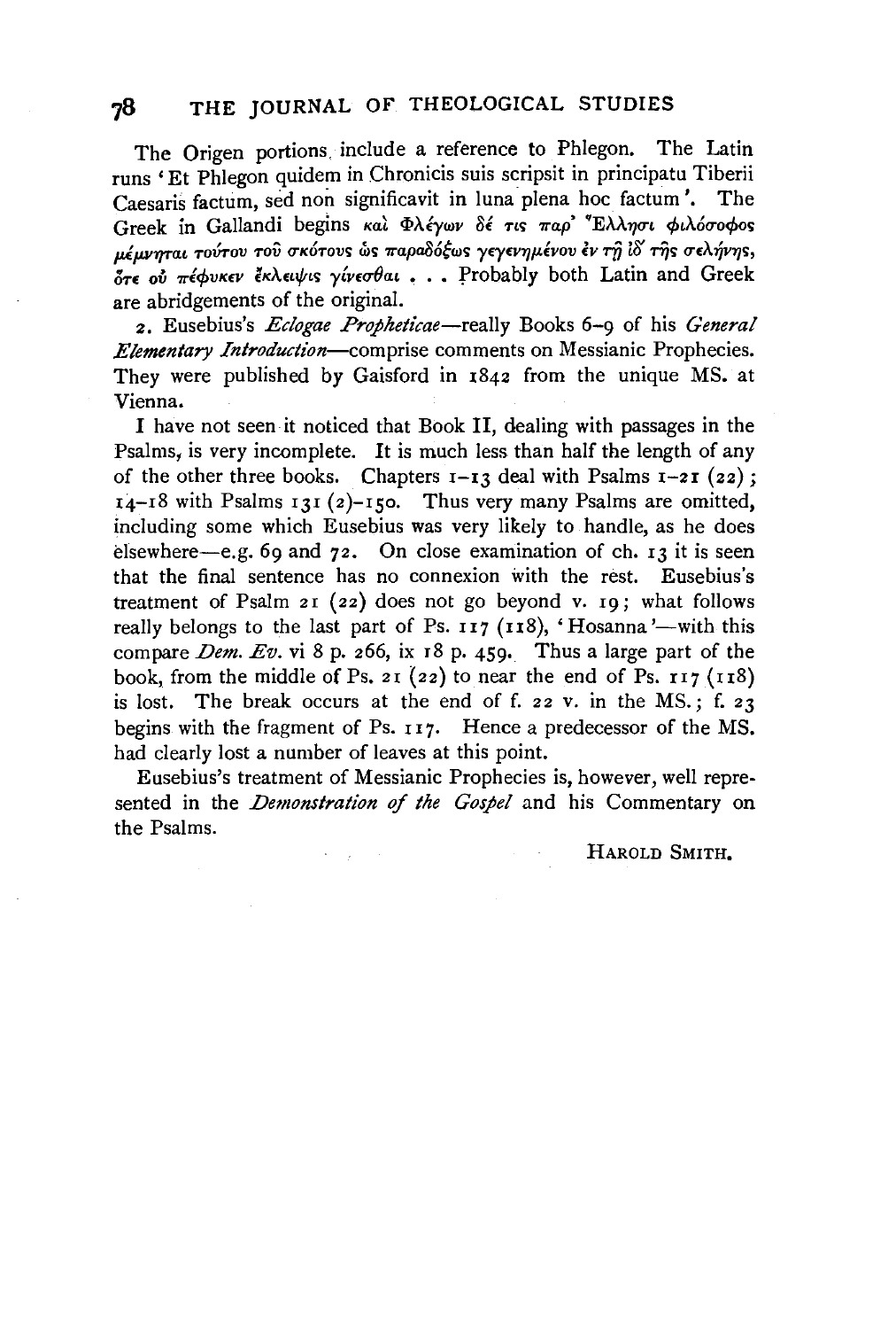The Origen portions include a reference to Phlegon. The Latin runs 'Et Phlegon quidem in Chronicis suis scripsit in principatu Tiberii Caesaris factum, sed non significavit in luna plena hoc factum'. The Greek in Gallandi begins καὶ Φλέγων δέ τις παρ' Ἕλλησι φιλόσοφος μέμνηται τούτου τοῦ σκότους ὡς παραδόξως γεγενημένου ἐν τῇ ιδ' τῆς σελήνης, ὅτε οὐ πέφυκεν ἔκλειψις γίνεσθαι . . . Probably both Latin and Greek are abridgements of the original.

2. Eusebius's *Eclogae Propheticae*—really Books 6–9 of his *General Elementary Introduction*—comprise comments on Messianic Prophecies. They were published by Gaisford in 1842 from the unique MS. at Vienna.

I have not seen it noticed that Book II, dealing with passages in the Psalms, is very incomplete. It is much less than half the length of any of the other three books. Chapters 1–13 deal with Psalms 1–21 (22); 14–18 with Psalms 131 (2)–150. Thus very many Psalms are omitted, including some which Eusebius was very likely to handle, as he does elsewhere—e.g. 69 and 72. On close examination of ch. 13 it is seen that the final sentence has no connexion with the rest. Eusebius's treatment of Psalm 21 (22) does not go beyond v. 19; what follows really belongs to the last part of Ps. 117 (118), 'Hosanna'—with this compare *Dem. Ev.* vi 8 p. 266, ix 18 p. 459. Thus a large part of the book, from the middle of Ps. 21 (22) to near the end of Ps. 117 (118) is lost. The break occurs at the end of f. 22 v. in the MS.; f. 23 begins with the fragment of Ps. 117. Hence a predecessor of the MS. had clearly lost a number of leaves at this point.

Eusebius's treatment of Messianic Prophecies is, however, well represented in the *Demonstration of the Gospel* and his Commentary on the Psalms.

HAROLD SMITH.